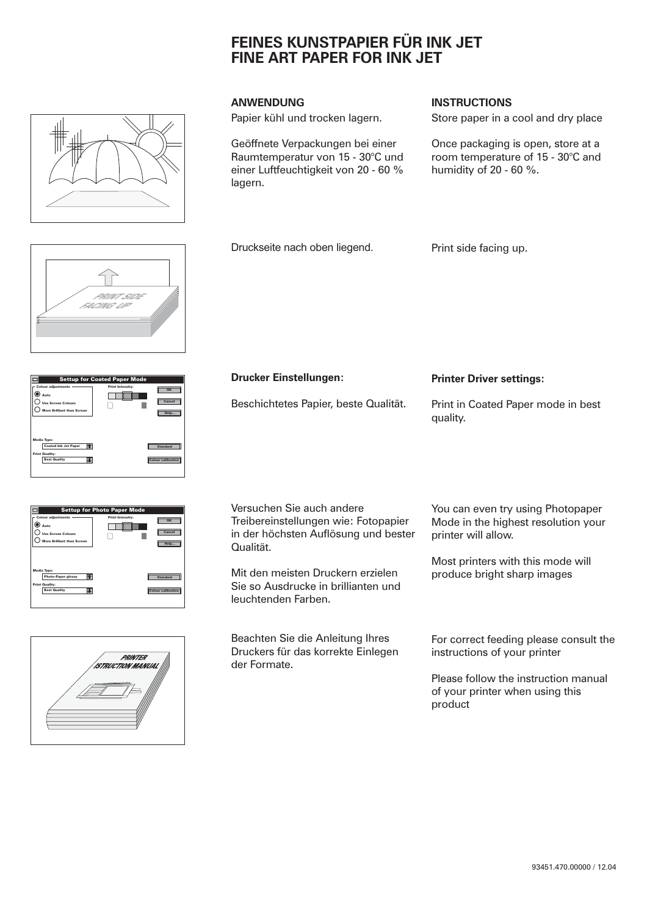# FEINES KUNSTPAPIER FÜR INK JET
# FINE ART PAPER FOR INK JET

## ANWENDUNG

Papier kühl und trocken lagern.

Geöffnete Verpackungen bei einer Raumtemperatur von 15 - 30°C und einer Luftfeuchtigkeit von 20 - 60 % lagern.

Druckseite nach oben liegend.

**Drucker Einstellungen:**

Beschichtetes Papier, beste Qualität.

Versuchen Sie auch andere Treibereinstellungen wie: Fotopapier in der höchsten Auflösung und bester Qualität.

Mit den meisten Druckern erzielen Sie so Ausdrucke in brillianten und leuchtenden Farben.

Beachten Sie die Anleitung Ihres Druckers für das korrekte Einlegen der Formate.

## INSTRUCTIONS

Store paper in a cool and dry place

Once packaging is open, store at a room temperature of 15 - 30°C and humidity of 20 - 60 %.

Print side facing up.

**Printer Driver settings:**

Print in Coated Paper mode in best quality.

You can even try using Photopaper Mode in the highest resolution your printer will allow.

Most printers with this mode will produce bright sharp images

For correct feeding please consult the instructions of your printer

Please follow the instruction manual of your printer when using this product

93451.470.00000 / 12.04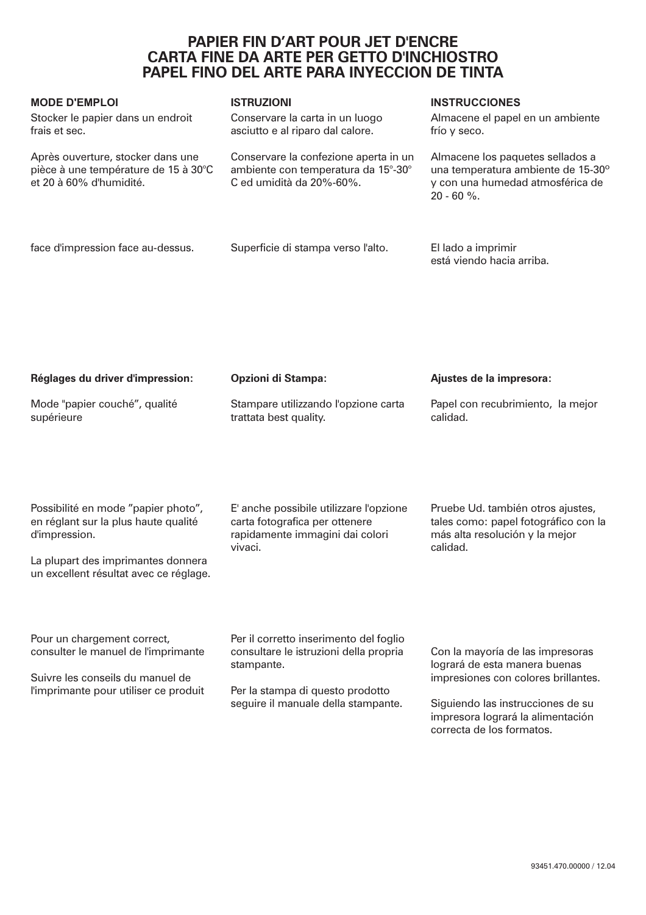# PAPIER FIN D'ART POUR JET D'ENCRE
# CARTA FINE DA ARTE PER GETTO D'INCHIOSTRO
# PAPEL FINO DEL ARTE PARA INYECCION DE TINTA

**MODE D'EMPLOI**

Stocker le papier dans un endroit frais et sec.

Après ouverture, stocker dans une pièce à une température de 15 à 30°C et 20 à 60% d'humidité.

face d'impression face au-dessus.

**Réglages du driver d'impression:**

Mode "papier couché", qualité supérieure

Possibilité en mode "papier photo", en réglant sur la plus haute qualité d'impression.

La plupart des imprimantes donnera un excellent résultat avec ce réglage.

Pour un chargement correct, consulter le manuel de l'imprimante

Suivre les conseils du manuel de l'imprimante pour utiliser ce produit

**ISTRUZIONI**

Conservare la carta in un luogo asciutto e al riparo dal calore.

Conservare la confezione aperta in un ambiente con temperatura da 15°-30° C ed umidità da 20%-60%.

Superficie di stampa verso l'alto.

**Opzioni di Stampa:**

Stampare utilizzando l'opzione carta trattata best quality.

E' anche possibile utilizzare l'opzione carta fotografica per ottenere rapidamente immagini dai colori vivaci.

Per il corretto inserimento del foglio consultare le istruzioni della propria stampante.

Per la stampa di questo prodotto seguire il manuale della stampante.

**INSTRUCCIONES**

Almacene el papel en un ambiente frío y seco.

Almacene los paquetes sellados a una temperatura ambiente de 15-30º y con una humedad atmosférica de 20 - 60 %.

El lado a imprimir está viendo hacia arriba.

**Ajustes de la impresora:**

Papel con recubrimiento, la mejor calidad.

Pruebe Ud. también otros ajustes, tales como: papel fotográfico con la más alta resolución y la mejor calidad.

Con la mayoría de las impresoras logrará de esta manera buenas impresiones con colores brillantes.

Siguiendo las instrucciones de su impresora logrará la alimentación correcta de los formatos.

93451.470.00000 / 12.04